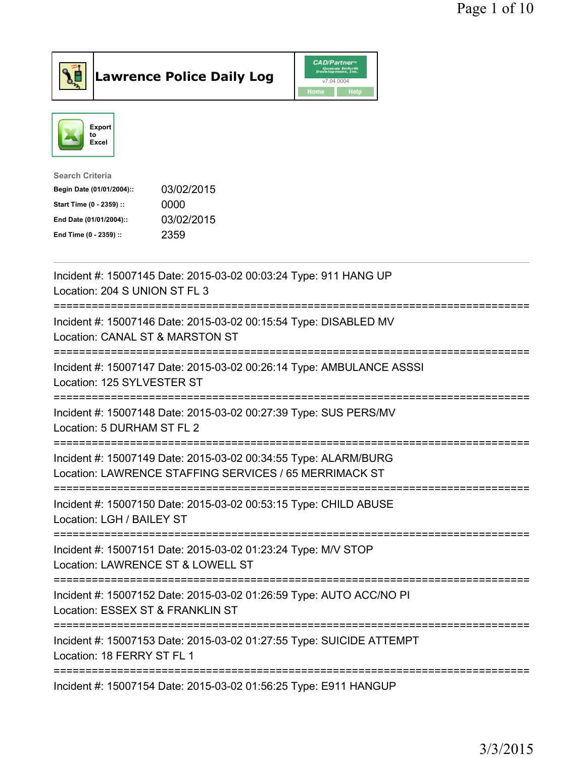# Lawrence Police Daily Log

CAD/Partner v7.04.0004 Home Help

Export to Excel

**Search Criteria**

| | |
|---|---|
| **Begin Date (01/01/2004)::** | 03/02/2015 |
| **Start Time (0 - 2359) ::** | 0000 |
| **End Date (01/01/2004)::** | 03/02/2015 |
| **End Time (0 - 2359) ::** | 2359 |

---

Incident #: 15007145 Date: 2015-03-02 00:03:24 Type: 911 HANG UP
Location: 204 S UNION ST FL 3

===========================================================================

Incident #: 15007146 Date: 2015-03-02 00:15:54 Type: DISABLED MV
Location: CANAL ST & MARSTON ST

===========================================================================

Incident #: 15007147 Date: 2015-03-02 00:26:14 Type: AMBULANCE ASSSI
Location: 125 SYLVESTER ST

===========================================================================

Incident #: 15007148 Date: 2015-03-02 00:27:39 Type: SUS PERS/MV
Location: 5 DURHAM ST FL 2

===========================================================================

Incident #: 15007149 Date: 2015-03-02 00:34:55 Type: ALARM/BURG
Location: LAWRENCE STAFFING SERVICES / 65 MERRIMACK ST

===========================================================================

Incident #: 15007150 Date: 2015-03-02 00:53:15 Type: CHILD ABUSE
Location: LGH / BAILEY ST

===========================================================================

Incident #: 15007151 Date: 2015-03-02 01:23:24 Type: M/V STOP
Location: LAWRENCE ST & LOWELL ST

===========================================================================

Incident #: 15007152 Date: 2015-03-02 01:26:59 Type: AUTO ACC/NO PI
Location: ESSEX ST & FRANKLIN ST

===========================================================================

Incident #: 15007153 Date: 2015-03-02 01:27:55 Type: SUICIDE ATTEMPT
Location: 18 FERRY ST FL 1

===========================================================================

Incident #: 15007154 Date: 2015-03-02 01:56:25 Type: E911 HANGUP

3/3/2015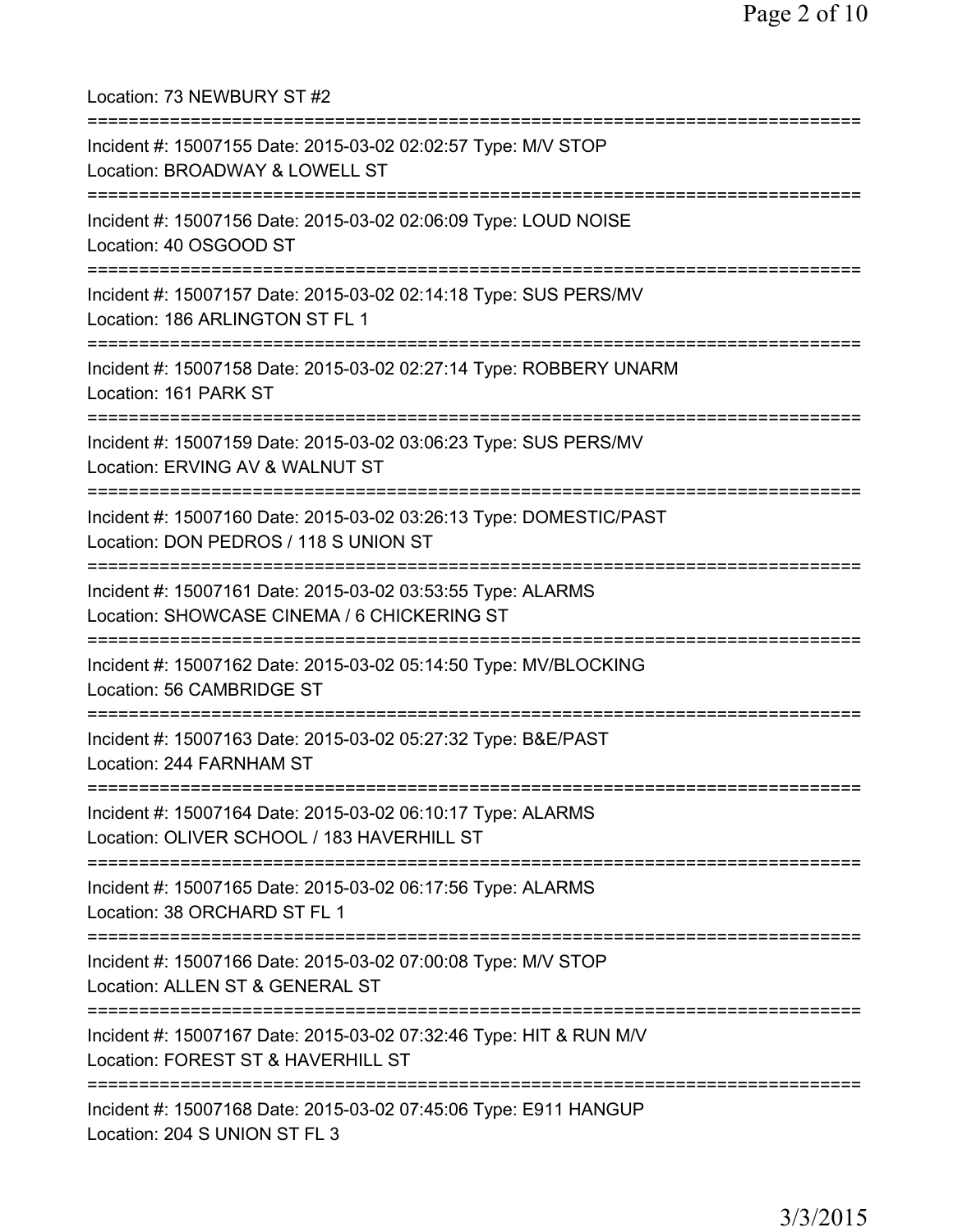Location: 73 NEWBURY ST #2

===========================================================================

Incident #: 15007155 Date: 2015-03-02 02:02:57 Type: M/V STOP
Location: BROADWAY & LOWELL ST

===========================================================================

Incident #: 15007156 Date: 2015-03-02 02:06:09 Type: LOUD NOISE
Location: 40 OSGOOD ST

===========================================================================

Incident #: 15007157 Date: 2015-03-02 02:14:18 Type: SUS PERS/MV
Location: 186 ARLINGTON ST FL 1

===========================================================================

Incident #: 15007158 Date: 2015-03-02 02:27:14 Type: ROBBERY UNARM
Location: 161 PARK ST

===========================================================================

Incident #: 15007159 Date: 2015-03-02 03:06:23 Type: SUS PERS/MV
Location: ERVING AV & WALNUT ST

===========================================================================

Incident #: 15007160 Date: 2015-03-02 03:26:13 Type: DOMESTIC/PAST
Location: DON PEDROS / 118 S UNION ST

===========================================================================

Incident #: 15007161 Date: 2015-03-02 03:53:55 Type: ALARMS
Location: SHOWCASE CINEMA / 6 CHICKERING ST

===========================================================================

Incident #: 15007162 Date: 2015-03-02 05:14:50 Type: MV/BLOCKING
Location: 56 CAMBRIDGE ST

===========================================================================

Incident #: 15007163 Date: 2015-03-02 05:27:32 Type: B&E/PAST
Location: 244 FARNHAM ST

===========================================================================

Incident #: 15007164 Date: 2015-03-02 06:10:17 Type: ALARMS
Location: OLIVER SCHOOL / 183 HAVERHILL ST

===========================================================================

Incident #: 15007165 Date: 2015-03-02 06:17:56 Type: ALARMS
Location: 38 ORCHARD ST FL 1

===========================================================================

Incident #: 15007166 Date: 2015-03-02 07:00:08 Type: M/V STOP
Location: ALLEN ST & GENERAL ST

===========================================================================

Incident #: 15007167 Date: 2015-03-02 07:32:46 Type: HIT & RUN M/V
Location: FOREST ST & HAVERHILL ST

===========================================================================

Incident #: 15007168 Date: 2015-03-02 07:45:06 Type: E911 HANGUP
Location: 204 S UNION ST FL 3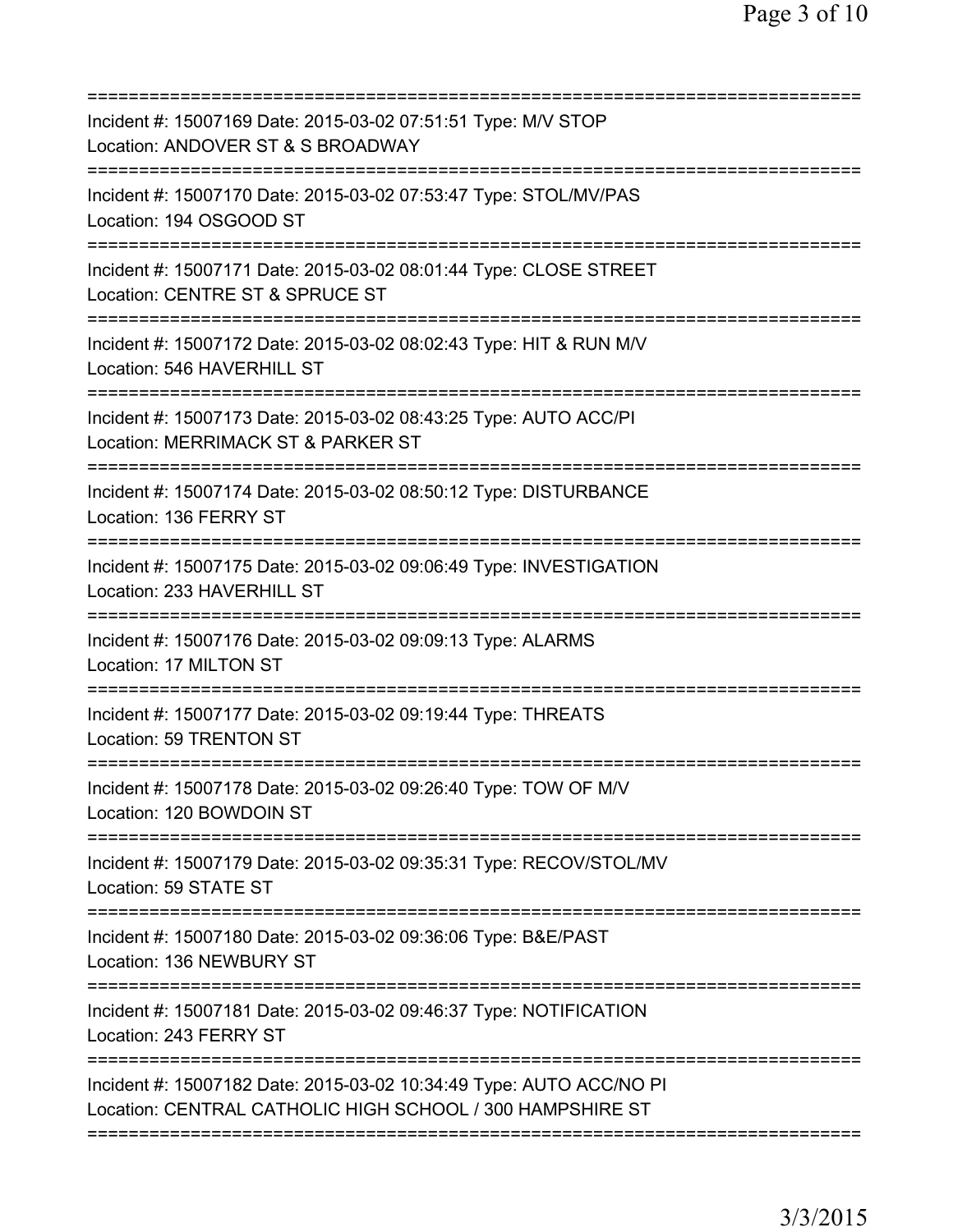===========================================================================
Incident #: 15007169 Date: 2015-03-02 07:51:51 Type: M/V STOP
Location: ANDOVER ST & S BROADWAY
===========================================================================
Incident #: 15007170 Date: 2015-03-02 07:53:47 Type: STOL/MV/PAS
Location: 194 OSGOOD ST
===========================================================================
Incident #: 15007171 Date: 2015-03-02 08:01:44 Type: CLOSE STREET
Location: CENTRE ST & SPRUCE ST
===========================================================================
Incident #: 15007172 Date: 2015-03-02 08:02:43 Type: HIT & RUN M/V
Location: 546 HAVERHILL ST
===========================================================================
Incident #: 15007173 Date: 2015-03-02 08:43:25 Type: AUTO ACC/PI
Location: MERRIMACK ST & PARKER ST
===========================================================================
Incident #: 15007174 Date: 2015-03-02 08:50:12 Type: DISTURBANCE
Location: 136 FERRY ST
===========================================================================
Incident #: 15007175 Date: 2015-03-02 09:06:49 Type: INVESTIGATION
Location: 233 HAVERHILL ST
===========================================================================
Incident #: 15007176 Date: 2015-03-02 09:09:13 Type: ALARMS
Location: 17 MILTON ST
===========================================================================
Incident #: 15007177 Date: 2015-03-02 09:19:44 Type: THREATS
Location: 59 TRENTON ST
===========================================================================
Incident #: 15007178 Date: 2015-03-02 09:26:40 Type: TOW OF M/V
Location: 120 BOWDOIN ST
===========================================================================
Incident #: 15007179 Date: 2015-03-02 09:35:31 Type: RECOV/STOL/MV
Location: 59 STATE ST
===========================================================================
Incident #: 15007180 Date: 2015-03-02 09:36:06 Type: B&E/PAST
Location: 136 NEWBURY ST
===========================================================================
Incident #: 15007181 Date: 2015-03-02 09:46:37 Type: NOTIFICATION
Location: 243 FERRY ST
===========================================================================
Incident #: 15007182 Date: 2015-03-02 10:34:49 Type: AUTO ACC/NO PI
Location: CENTRAL CATHOLIC HIGH SCHOOL / 300 HAMPSHIRE ST
===========================================================================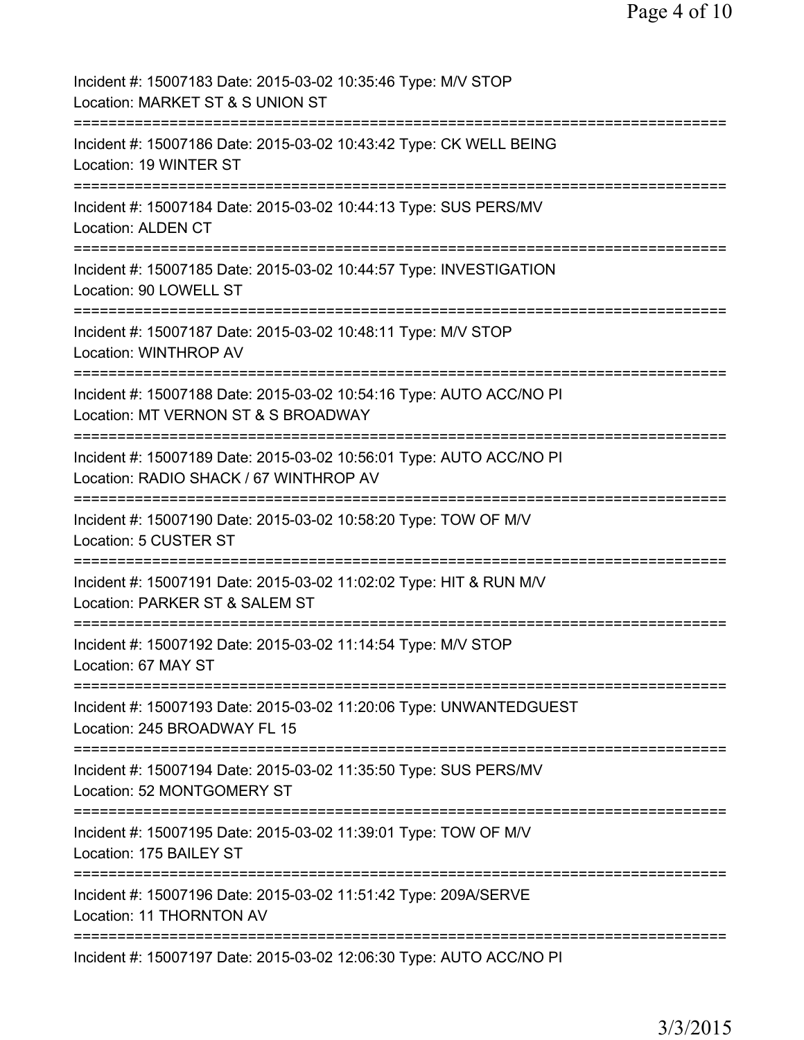Incident #: 15007183 Date: 2015-03-02 10:35:46 Type: M/V STOP
Location: MARKET ST & S UNION ST

===========================================================================

Incident #: 15007186 Date: 2015-03-02 10:43:42 Type: CK WELL BEING
Location: 19 WINTER ST

===========================================================================

Incident #: 15007184 Date: 2015-03-02 10:44:13 Type: SUS PERS/MV
Location: ALDEN CT

===========================================================================

Incident #: 15007185 Date: 2015-03-02 10:44:57 Type: INVESTIGATION
Location: 90 LOWELL ST

===========================================================================

Incident #: 15007187 Date: 2015-03-02 10:48:11 Type: M/V STOP
Location: WINTHROP AV

===========================================================================

Incident #: 15007188 Date: 2015-03-02 10:54:16 Type: AUTO ACC/NO PI
Location: MT VERNON ST & S BROADWAY

===========================================================================

Incident #: 15007189 Date: 2015-03-02 10:56:01 Type: AUTO ACC/NO PI
Location: RADIO SHACK / 67 WINTHROP AV

===========================================================================

Incident #: 15007190 Date: 2015-03-02 10:58:20 Type: TOW OF M/V
Location: 5 CUSTER ST

===========================================================================

Incident #: 15007191 Date: 2015-03-02 11:02:02 Type: HIT & RUN M/V
Location: PARKER ST & SALEM ST

===========================================================================

Incident #: 15007192 Date: 2015-03-02 11:14:54 Type: M/V STOP
Location: 67 MAY ST

===========================================================================

Incident #: 15007193 Date: 2015-03-02 11:20:06 Type: UNWANTEDGUEST
Location: 245 BROADWAY FL 15

===========================================================================

Incident #: 15007194 Date: 2015-03-02 11:35:50 Type: SUS PERS/MV
Location: 52 MONTGOMERY ST

===========================================================================

Incident #: 15007195 Date: 2015-03-02 11:39:01 Type: TOW OF M/V
Location: 175 BAILEY ST

===========================================================================

Incident #: 15007196 Date: 2015-03-02 11:51:42 Type: 209A/SERVE
Location: 11 THORNTON AV

===========================================================================

Incident #: 15007197 Date: 2015-03-02 12:06:30 Type: AUTO ACC/NO PI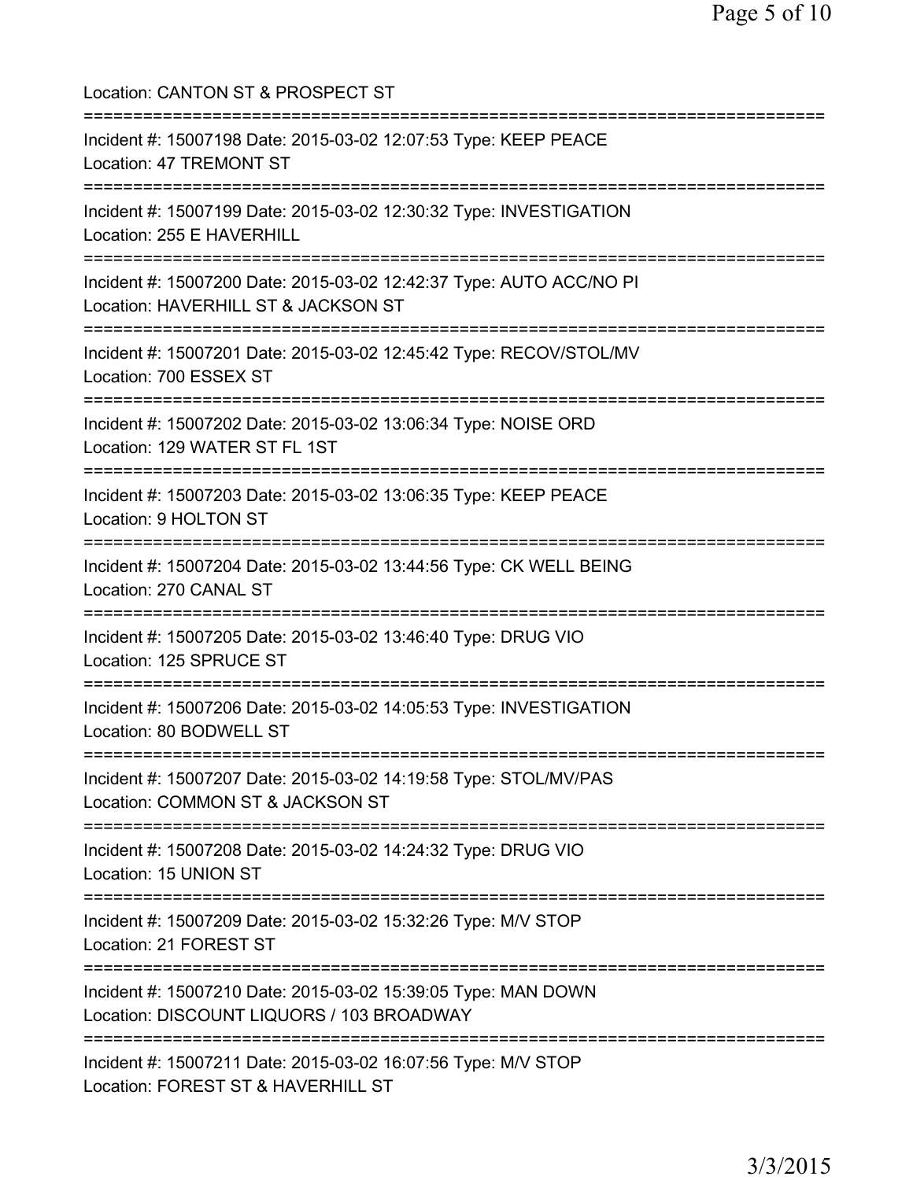Location: CANTON ST & PROSPECT ST

===========================================================================

Incident #: 15007198 Date: 2015-03-02 12:07:53 Type: KEEP PEACE
Location: 47 TREMONT ST

===========================================================================

Incident #: 15007199 Date: 2015-03-02 12:30:32 Type: INVESTIGATION
Location: 255 E HAVERHILL

===========================================================================

Incident #: 15007200 Date: 2015-03-02 12:42:37 Type: AUTO ACC/NO PI
Location: HAVERHILL ST & JACKSON ST

===========================================================================

Incident #: 15007201 Date: 2015-03-02 12:45:42 Type: RECOV/STOL/MV
Location: 700 ESSEX ST

===========================================================================

Incident #: 15007202 Date: 2015-03-02 13:06:34 Type: NOISE ORD
Location: 129 WATER ST FL 1ST

===========================================================================

Incident #: 15007203 Date: 2015-03-02 13:06:35 Type: KEEP PEACE
Location: 9 HOLTON ST

===========================================================================

Incident #: 15007204 Date: 2015-03-02 13:44:56 Type: CK WELL BEING
Location: 270 CANAL ST

===========================================================================

Incident #: 15007205 Date: 2015-03-02 13:46:40 Type: DRUG VIO
Location: 125 SPRUCE ST

===========================================================================

Incident #: 15007206 Date: 2015-03-02 14:05:53 Type: INVESTIGATION
Location: 80 BODWELL ST

===========================================================================

Incident #: 15007207 Date: 2015-03-02 14:19:58 Type: STOL/MV/PAS
Location: COMMON ST & JACKSON ST

===========================================================================

Incident #: 15007208 Date: 2015-03-02 14:24:32 Type: DRUG VIO
Location: 15 UNION ST

===========================================================================

Incident #: 15007209 Date: 2015-03-02 15:32:26 Type: M/V STOP
Location: 21 FOREST ST

===========================================================================

Incident #: 15007210 Date: 2015-03-02 15:39:05 Type: MAN DOWN
Location: DISCOUNT LIQUORS / 103 BROADWAY

===========================================================================

Incident #: 15007211 Date: 2015-03-02 16:07:56 Type: M/V STOP
Location: FOREST ST & HAVERHILL ST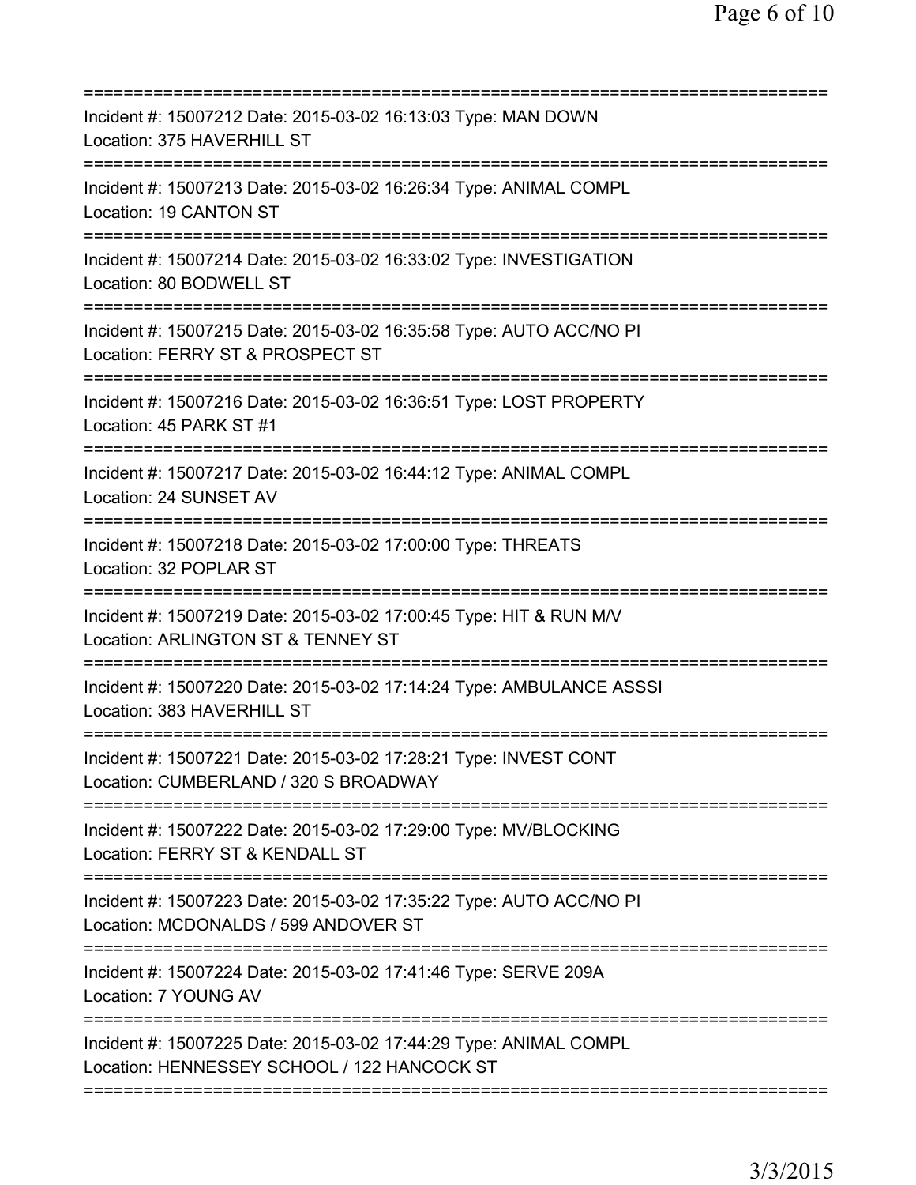==============================================================================

Incident #: 15007212 Date: 2015-03-02 16:13:03 Type: MAN DOWN
Location: 375 HAVERHILL ST

==============================================================================

Incident #: 15007213 Date: 2015-03-02 16:26:34 Type: ANIMAL COMPL
Location: 19 CANTON ST

==============================================================================

Incident #: 15007214 Date: 2015-03-02 16:33:02 Type: INVESTIGATION
Location: 80 BODWELL ST

==============================================================================

Incident #: 15007215 Date: 2015-03-02 16:35:58 Type: AUTO ACC/NO PI
Location: FERRY ST & PROSPECT ST

==============================================================================

Incident #: 15007216 Date: 2015-03-02 16:36:51 Type: LOST PROPERTY
Location: 45 PARK ST #1

==============================================================================

Incident #: 15007217 Date: 2015-03-02 16:44:12 Type: ANIMAL COMPL
Location: 24 SUNSET AV

==============================================================================

Incident #: 15007218 Date: 2015-03-02 17:00:00 Type: THREATS
Location: 32 POPLAR ST

==============================================================================

Incident #: 15007219 Date: 2015-03-02 17:00:45 Type: HIT & RUN M/V
Location: ARLINGTON ST & TENNEY ST

==============================================================================

Incident #: 15007220 Date: 2015-03-02 17:14:24 Type: AMBULANCE ASSSI
Location: 383 HAVERHILL ST

==============================================================================

Incident #: 15007221 Date: 2015-03-02 17:28:21 Type: INVEST CONT
Location: CUMBERLAND / 320 S BROADWAY

==============================================================================

Incident #: 15007222 Date: 2015-03-02 17:29:00 Type: MV/BLOCKING
Location: FERRY ST & KENDALL ST

==============================================================================

Incident #: 15007223 Date: 2015-03-02 17:35:22 Type: AUTO ACC/NO PI
Location: MCDONALDS / 599 ANDOVER ST

==============================================================================

Incident #: 15007224 Date: 2015-03-02 17:41:46 Type: SERVE 209A
Location: 7 YOUNG AV

==============================================================================

Incident #: 15007225 Date: 2015-03-02 17:44:29 Type: ANIMAL COMPL
Location: HENNESSEY SCHOOL / 122 HANCOCK ST

==============================================================================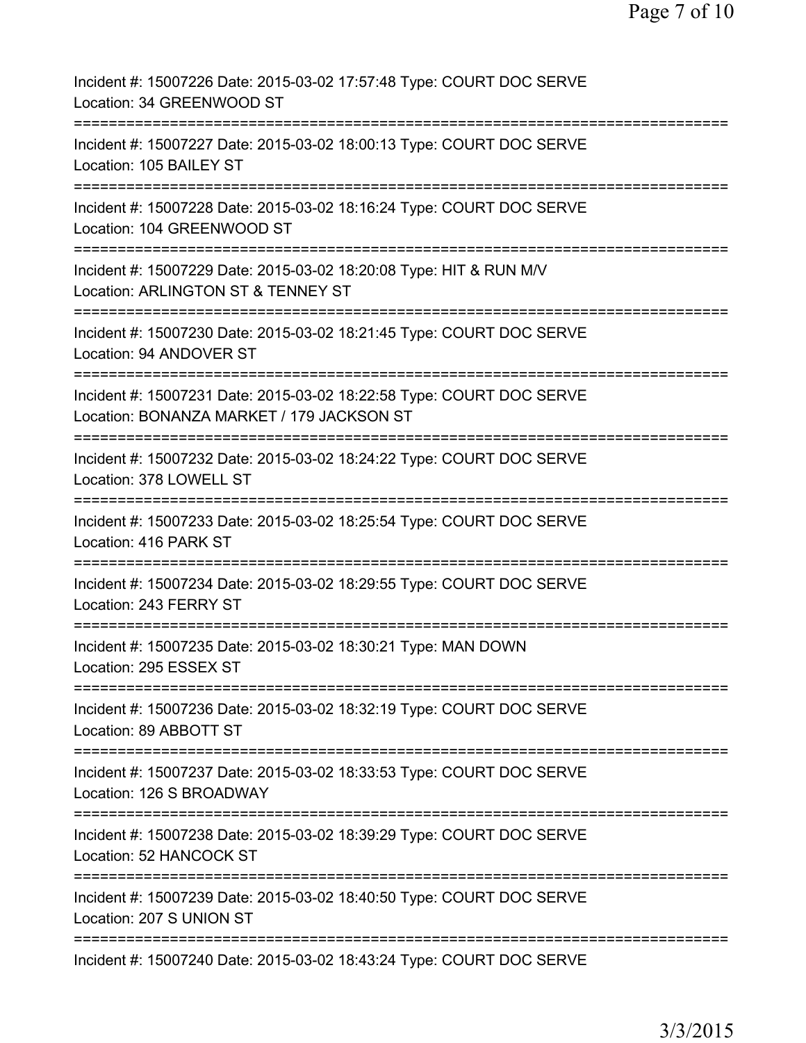Incident #: 15007226 Date: 2015-03-02 17:57:48 Type: COURT DOC SERVE
Location: 34 GREENWOOD ST

===========================================================================

Incident #: 15007227 Date: 2015-03-02 18:00:13 Type: COURT DOC SERVE
Location: 105 BAILEY ST

===========================================================================

Incident #: 15007228 Date: 2015-03-02 18:16:24 Type: COURT DOC SERVE
Location: 104 GREENWOOD ST

===========================================================================

Incident #: 15007229 Date: 2015-03-02 18:20:08 Type: HIT & RUN M/V
Location: ARLINGTON ST & TENNEY ST

===========================================================================

Incident #: 15007230 Date: 2015-03-02 18:21:45 Type: COURT DOC SERVE
Location: 94 ANDOVER ST

===========================================================================

Incident #: 15007231 Date: 2015-03-02 18:22:58 Type: COURT DOC SERVE
Location: BONANZA MARKET / 179 JACKSON ST

===========================================================================

Incident #: 15007232 Date: 2015-03-02 18:24:22 Type: COURT DOC SERVE
Location: 378 LOWELL ST

===========================================================================

Incident #: 15007233 Date: 2015-03-02 18:25:54 Type: COURT DOC SERVE
Location: 416 PARK ST

===========================================================================

Incident #: 15007234 Date: 2015-03-02 18:29:55 Type: COURT DOC SERVE
Location: 243 FERRY ST

===========================================================================

Incident #: 15007235 Date: 2015-03-02 18:30:21 Type: MAN DOWN
Location: 295 ESSEX ST

===========================================================================

Incident #: 15007236 Date: 2015-03-02 18:32:19 Type: COURT DOC SERVE
Location: 89 ABBOTT ST

===========================================================================

Incident #: 15007237 Date: 2015-03-02 18:33:53 Type: COURT DOC SERVE
Location: 126 S BROADWAY

===========================================================================

Incident #: 15007238 Date: 2015-03-02 18:39:29 Type: COURT DOC SERVE
Location: 52 HANCOCK ST

===========================================================================

Incident #: 15007239 Date: 2015-03-02 18:40:50 Type: COURT DOC SERVE
Location: 207 S UNION ST

===========================================================================

Incident #: 15007240 Date: 2015-03-02 18:43:24 Type: COURT DOC SERVE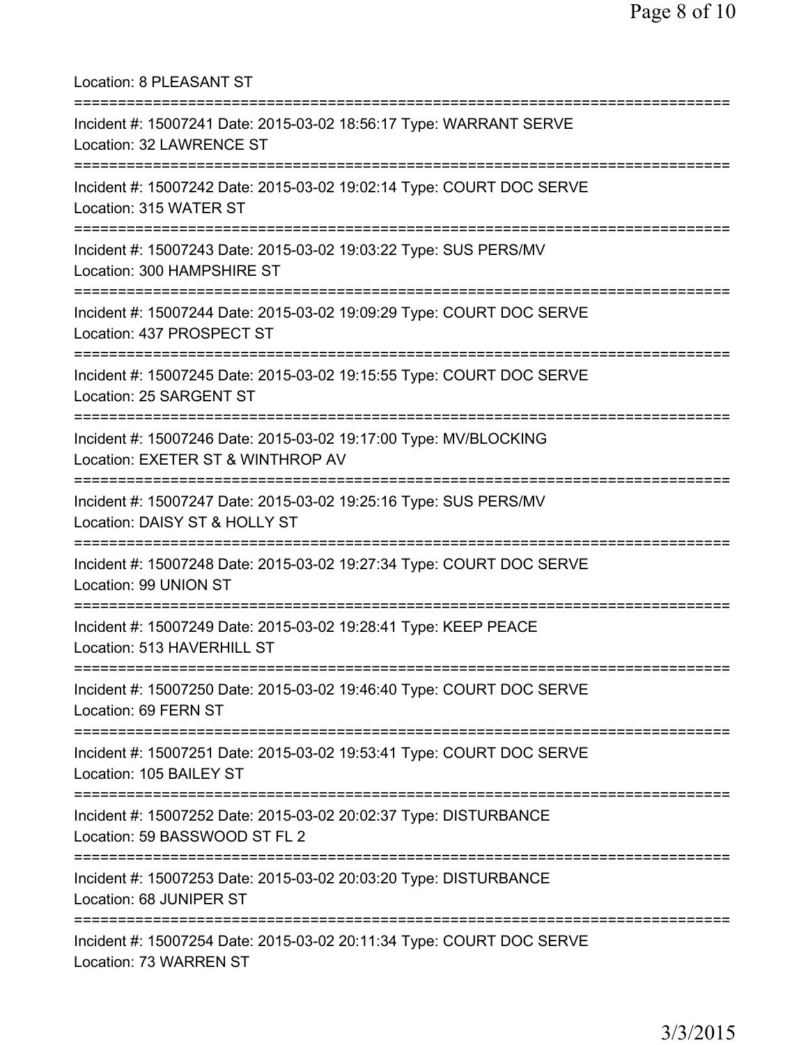Location: 8 PLEASANT ST

===========================================================================

Incident #: 15007241 Date: 2015-03-02 18:56:17 Type: WARRANT SERVE
Location: 32 LAWRENCE ST

===========================================================================

Incident #: 15007242 Date: 2015-03-02 19:02:14 Type: COURT DOC SERVE
Location: 315 WATER ST

===========================================================================

Incident #: 15007243 Date: 2015-03-02 19:03:22 Type: SUS PERS/MV
Location: 300 HAMPSHIRE ST

===========================================================================

Incident #: 15007244 Date: 2015-03-02 19:09:29 Type: COURT DOC SERVE
Location: 437 PROSPECT ST

===========================================================================

Incident #: 15007245 Date: 2015-03-02 19:15:55 Type: COURT DOC SERVE
Location: 25 SARGENT ST

===========================================================================

Incident #: 15007246 Date: 2015-03-02 19:17:00 Type: MV/BLOCKING
Location: EXETER ST & WINTHROP AV

===========================================================================

Incident #: 15007247 Date: 2015-03-02 19:25:16 Type: SUS PERS/MV
Location: DAISY ST & HOLLY ST

===========================================================================

Incident #: 15007248 Date: 2015-03-02 19:27:34 Type: COURT DOC SERVE
Location: 99 UNION ST

===========================================================================

Incident #: 15007249 Date: 2015-03-02 19:28:41 Type: KEEP PEACE
Location: 513 HAVERHILL ST

===========================================================================

Incident #: 15007250 Date: 2015-03-02 19:46:40 Type: COURT DOC SERVE
Location: 69 FERN ST

===========================================================================

Incident #: 15007251 Date: 2015-03-02 19:53:41 Type: COURT DOC SERVE
Location: 105 BAILEY ST

===========================================================================

Incident #: 15007252 Date: 2015-03-02 20:02:37 Type: DISTURBANCE
Location: 59 BASSWOOD ST FL 2

===========================================================================

Incident #: 15007253 Date: 2015-03-02 20:03:20 Type: DISTURBANCE
Location: 68 JUNIPER ST

===========================================================================

Incident #: 15007254 Date: 2015-03-02 20:11:34 Type: COURT DOC SERVE
Location: 73 WARREN ST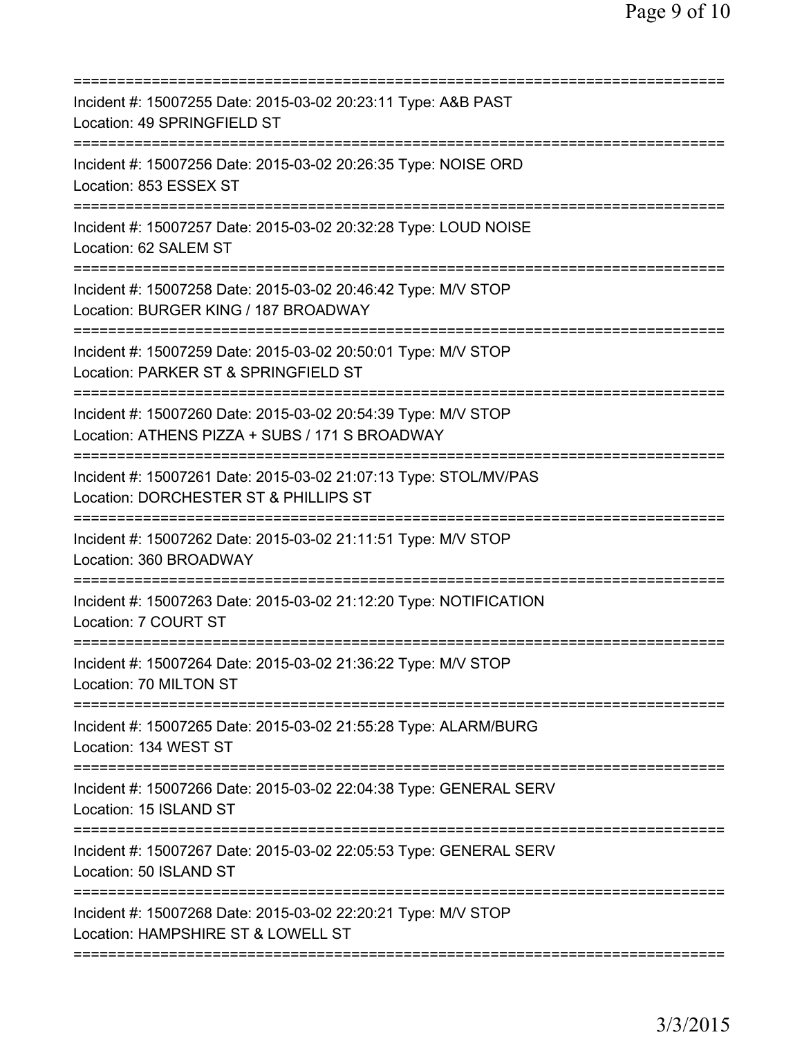===========================================================================

Incident #: 15007255 Date: 2015-03-02 20:23:11 Type: A&B PAST
Location: 49 SPRINGFIELD ST

===========================================================================

Incident #: 15007256 Date: 2015-03-02 20:26:35 Type: NOISE ORD
Location: 853 ESSEX ST

===========================================================================

Incident #: 15007257 Date: 2015-03-02 20:32:28 Type: LOUD NOISE
Location: 62 SALEM ST

===========================================================================

Incident #: 15007258 Date: 2015-03-02 20:46:42 Type: M/V STOP
Location: BURGER KING / 187 BROADWAY

===========================================================================

Incident #: 15007259 Date: 2015-03-02 20:50:01 Type: M/V STOP
Location: PARKER ST & SPRINGFIELD ST

===========================================================================

Incident #: 15007260 Date: 2015-03-02 20:54:39 Type: M/V STOP
Location: ATHENS PIZZA + SUBS / 171 S BROADWAY

===========================================================================

Incident #: 15007261 Date: 2015-03-02 21:07:13 Type: STOL/MV/PAS
Location: DORCHESTER ST & PHILLIPS ST

===========================================================================

Incident #: 15007262 Date: 2015-03-02 21:11:51 Type: M/V STOP
Location: 360 BROADWAY

===========================================================================

Incident #: 15007263 Date: 2015-03-02 21:12:20 Type: NOTIFICATION
Location: 7 COURT ST

===========================================================================

Incident #: 15007264 Date: 2015-03-02 21:36:22 Type: M/V STOP
Location: 70 MILTON ST

===========================================================================

Incident #: 15007265 Date: 2015-03-02 21:55:28 Type: ALARM/BURG
Location: 134 WEST ST

===========================================================================

Incident #: 15007266 Date: 2015-03-02 22:04:38 Type: GENERAL SERV
Location: 15 ISLAND ST

===========================================================================

Incident #: 15007267 Date: 2015-03-02 22:05:53 Type: GENERAL SERV
Location: 50 ISLAND ST

===========================================================================

Incident #: 15007268 Date: 2015-03-02 22:20:21 Type: M/V STOP
Location: HAMPSHIRE ST & LOWELL ST

===========================================================================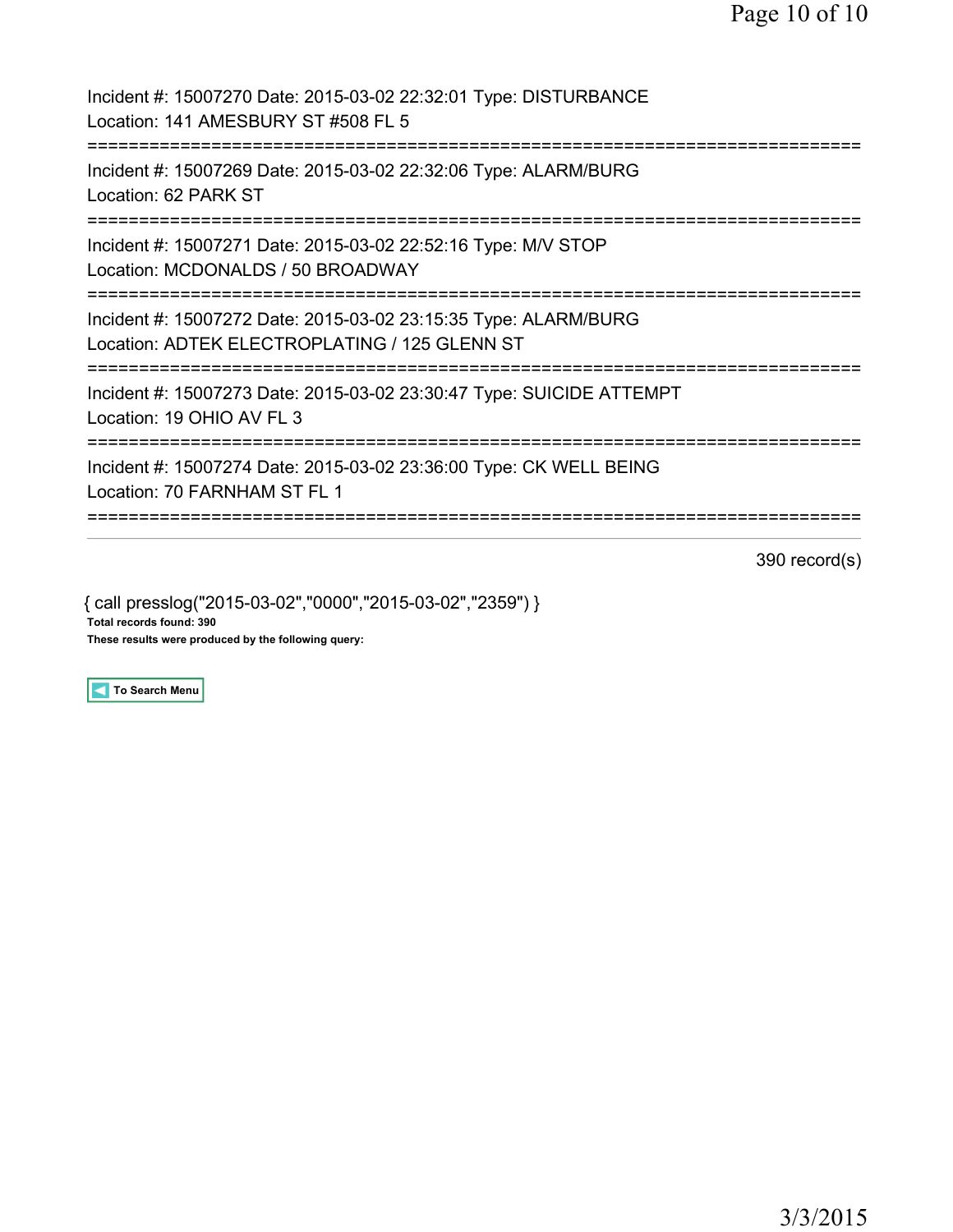Incident #: 15007270 Date: 2015-03-02 22:32:01 Type: DISTURBANCE
Location: 141 AMESBURY ST #508 FL 5

===========================================================================

Incident #: 15007269 Date: 2015-03-02 22:32:06 Type: ALARM/BURG
Location: 62 PARK ST

===========================================================================

Incident #: 15007271 Date: 2015-03-02 22:52:16 Type: M/V STOP
Location: MCDONALDS / 50 BROADWAY

===========================================================================

Incident #: 15007272 Date: 2015-03-02 23:15:35 Type: ALARM/BURG
Location: ADTEK ELECTROPLATING / 125 GLENN ST

===========================================================================

Incident #: 15007273 Date: 2015-03-02 23:30:47 Type: SUICIDE ATTEMPT
Location: 19 OHIO AV FL 3

===========================================================================

Incident #: 15007274 Date: 2015-03-02 23:36:00 Type: CK WELL BEING
Location: 70 FARNHAM ST FL 1

===========================================================================

390 record(s)

{ call presslog("2015-03-02","0000","2015-03-02","2359") }

**Total records found: 390**

**These results were produced by the following query:**

To Search Menu